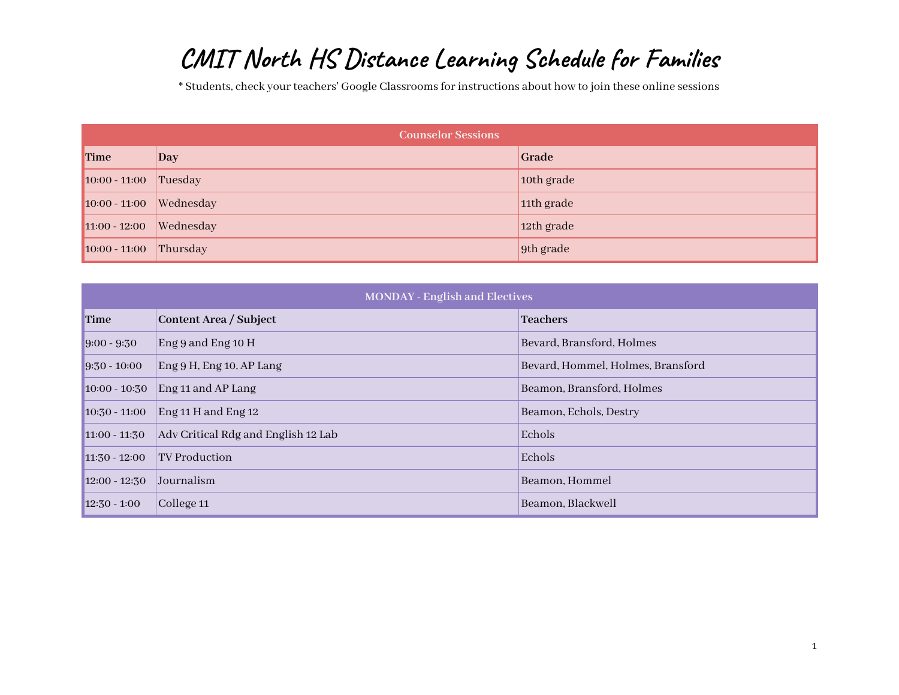# CMIT North HS Distance Learning Schedule for Families

\* Students, check your teachers' Google Classrooms for instructions about how to join these online sessions

| Counselor Sessions | | |
|---|---|---|
| **Time** | **Day** | **Grade** |
| 10:00 - 11:00 | Tuesday | 10th grade |
| 10:00 - 11:00 | Wednesday | 11th grade |
| 11:00 - 12:00 | Wednesday | 12th grade |
| 10:00 - 11:00 | Thursday | 9th grade |

| MONDAY - English and Electives | | |
|---|---|---|
| **Time** | **Content Area / Subject** | **Teachers** |
| 9:00 - 9:30 | Eng 9 and Eng 10 H | Bevard, Bransford, Holmes |
| 9:30 - 10:00 | Eng 9 H, Eng 10, AP Lang | Bevard, Hommel, Holmes, Bransford |
| 10:00 - 10:30 | Eng 11 and AP Lang | Beamon, Bransford, Holmes |
| 10:30 - 11:00 | Eng 11 H and Eng 12 | Beamon, Echols, Destry |
| 11:00 - 11:30 | Adv Critical Rdg and English 12 Lab | Echols |
| 11:30 - 12:00 | TV Production | Echols |
| 12:00 - 12:30 | Journalism | Beamon, Hommel |
| 12:30 - 1:00 | College 11 | Beamon, Blackwell |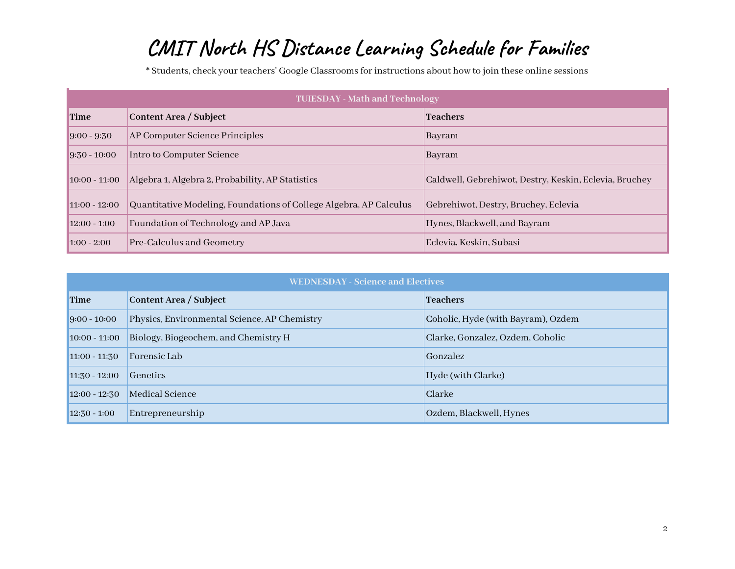# CMIT North HS Distance Learning Schedule for Families

* Students, check your teachers' Google Classrooms for instructions about how to join these online sessions

| TUIESDAY - Math and Technology | | |
|---|---|---|
| **Time** | **Content Area / Subject** | **Teachers** |
| 9:00 - 9:30 | AP Computer Science Principles | Bayram |
| 9:30 - 10:00 | Intro to Computer Science | Bayram |
| 10:00 - 11:00 | Algebra 1, Algebra 2, Probability, AP Statistics | Caldwell, Gebrehiwot, Destry, Keskin, Eclevia, Bruchey |
| 11:00 - 12:00 | Quantitative Modeling, Foundations of College Algebra, AP Calculus | Gebrehiwot, Destry, Bruchey, Eclevia |
| 12:00 - 1:00 | Foundation of Technology and AP Java | Hynes, Blackwell, and Bayram |
| 1:00 - 2:00 | Pre-Calculus and Geometry | Eclevia, Keskin, Subasi |

| WEDNESDAY - Science and Electives | | |
|---|---|---|
| **Time** | **Content Area / Subject** | **Teachers** |
| 9:00 - 10:00 | Physics, Environmental Science, AP Chemistry | Coholic, Hyde (with Bayram), Ozdem |
| 10:00 - 11:00 | Biology, Biogeochem, and Chemistry H | Clarke, Gonzalez, Ozdem, Coholic |
| 11:00 - 11:30 | Forensic Lab | Gonzalez |
| 11:30 - 12:00 | Genetics | Hyde (with Clarke) |
| 12:00 - 12:30 | Medical Science | Clarke |
| 12:30 - 1:00 | Entrepreneurship | Ozdem, Blackwell, Hynes |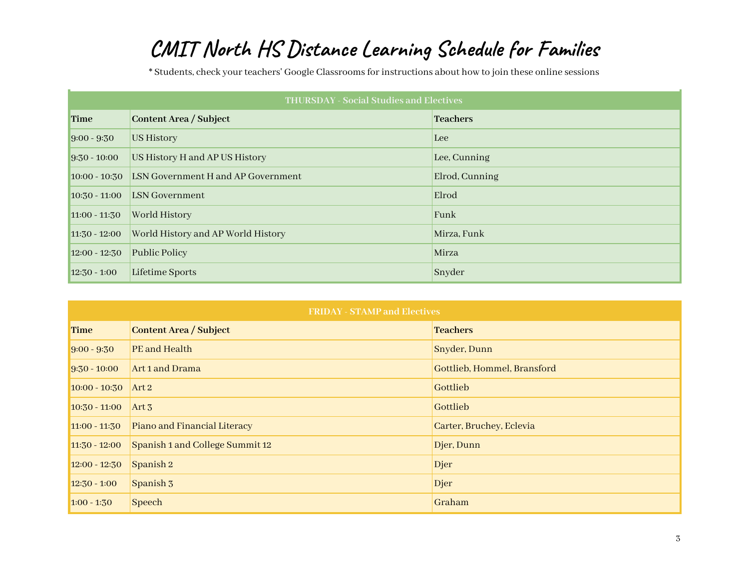# CMIT North HS Distance Learning Schedule for Families

* Students, check your teachers' Google Classrooms for instructions about how to join these online sessions

| THURSDAY - Social Studies and Electives | | |
|---|---|---|
| **Time** | **Content Area / Subject** | **Teachers** |
| 9:00 - 9:30 | US History | Lee |
| 9:30 - 10:00 | US History H and AP US History | Lee, Cunning |
| 10:00 - 10:30 | LSN Government H and AP Government | Elrod, Cunning |
| 10:30 - 11:00 | LSN Government | Elrod |
| 11:00 - 11:30 | World History | Funk |
| 11:30 - 12:00 | World History and AP World History | Mirza, Funk |
| 12:00 - 12:30 | Public Policy | Mirza |
| 12:30 - 1:00 | Lifetime Sports | Snyder |

| FRIDAY - STAMP and Electives | | |
|---|---|---|
| **Time** | **Content Area / Subject** | **Teachers** |
| 9:00 - 9:30 | PE and Health | Snyder, Dunn |
| 9:30 - 10:00 | Art 1 and Drama | Gottlieb, Hommel, Bransford |
| 10:00 - 10:30 | Art 2 | Gottlieb |
| 10:30 - 11:00 | Art 3 | Gottlieb |
| 11:00 - 11:30 | Piano and Financial Literacy | Carter, Bruchey, Eclevia |
| 11:30 - 12:00 | Spanish 1 and College Summit 12 | Djer, Dunn |
| 12:00 - 12:30 | Spanish 2 | Djer |
| 12:30 - 1:00 | Spanish 3 | Djer |
| 1:00 - 1:30 | Speech | Graham |